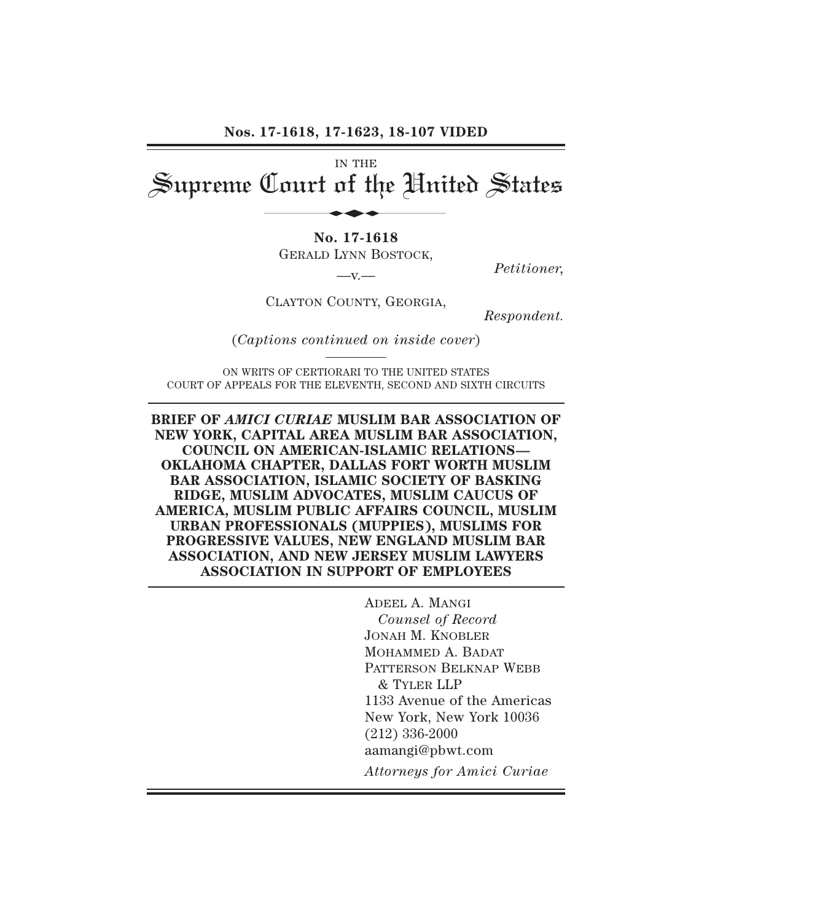**Nos. 17-1618, 17-1623, 18-107 VIDED**

IN THE

# Supreme Court of the United States

**No. 17-1618**

GERALD LYNN BOSTOCK,

*Petitioner*,

—v.—

CLAYTON COUNTY, GEORGIA,

*Respondent.*

(*Captions continued on inside cover*)

ON WRITS OF CERTIORARI TO THE UNITED STATES COURT OF APPEALS FOR THE ELEVENTH, SECOND AND SIXTH CIRCUITS

**BRIEF OF *AMICI CURIAE* MUSLIM BAR ASSOCIATION OF NEW YORK, CAPITAL AREA MUSLIM BAR ASSOCIATION, COUNCIL ON AMERICAN-ISLAMIC RELATIONS—OKLAHOMA CHAPTER, DALLAS FORT WORTH MUSLIM BAR ASSOCIATION, ISLAMIC SOCIETY OF BASKING RIDGE, MUSLIM ADVOCATES, MUSLIM CAUCUS OF AMERICA, MUSLIM PUBLIC AFFAIRS COUNCIL, MUSLIM URBAN PROFESSIONALS (MUPPIES), MUSLIMS FOR PROGRESSIVE VALUES, NEW ENGLAND MUSLIM BAR ASSOCIATION, AND NEW JERSEY MUSLIM LAWYERS ASSOCIATION IN SUPPORT OF EMPLOYEES**

ADEEL A. MANGI
*Counsel of Record*
JONAH M. KNOBLER
MOHAMMED A. BADAT
PATTERSON BELKNAP WEBB & TYLER LLP
1133 Avenue of the Americas
New York, New York 10036
(212) 336-2000
aamangi@pbwt.com
*Attorneys for Amici Curiae*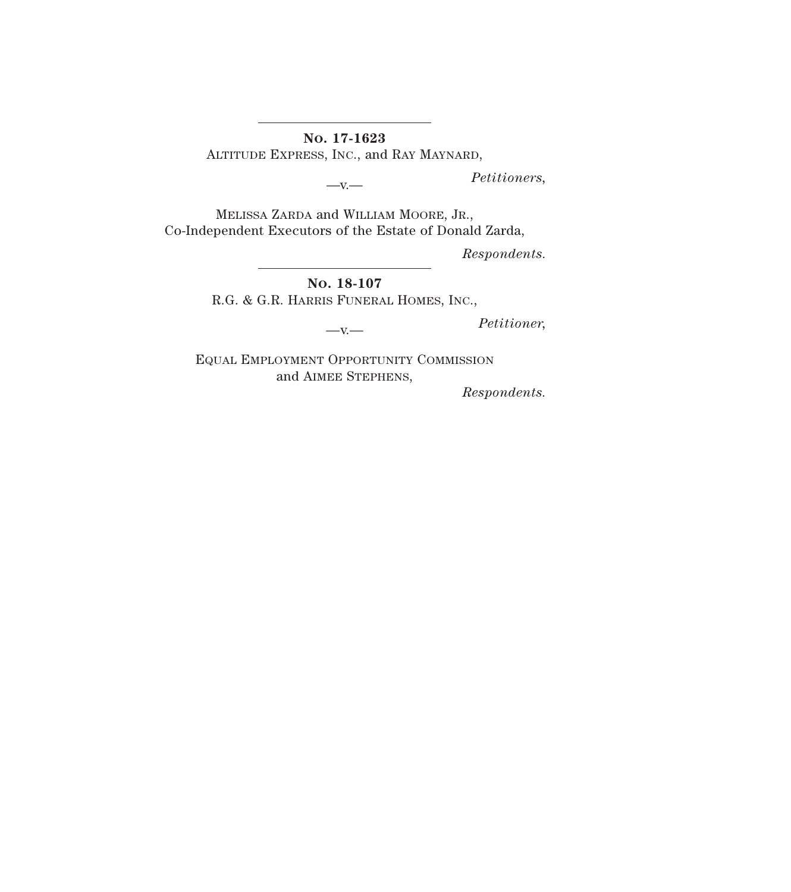---

**No. 17-1623**

ALTITUDE EXPRESS, INC., and RAY MAYNARD,

*Petitioners*,

—v.—

MELISSA ZARDA and WILLIAM MOORE, JR.,
Co-Independent Executors of the Estate of Donald Zarda,

*Respondents.*

---

**No. 18-107**

R.G. & G.R. HARRIS FUNERAL HOMES, INC.,

*Petitioner*,

—v.—

EQUAL EMPLOYMENT OPPORTUNITY COMMISSION
and AIMEE STEPHENS,

*Respondents.*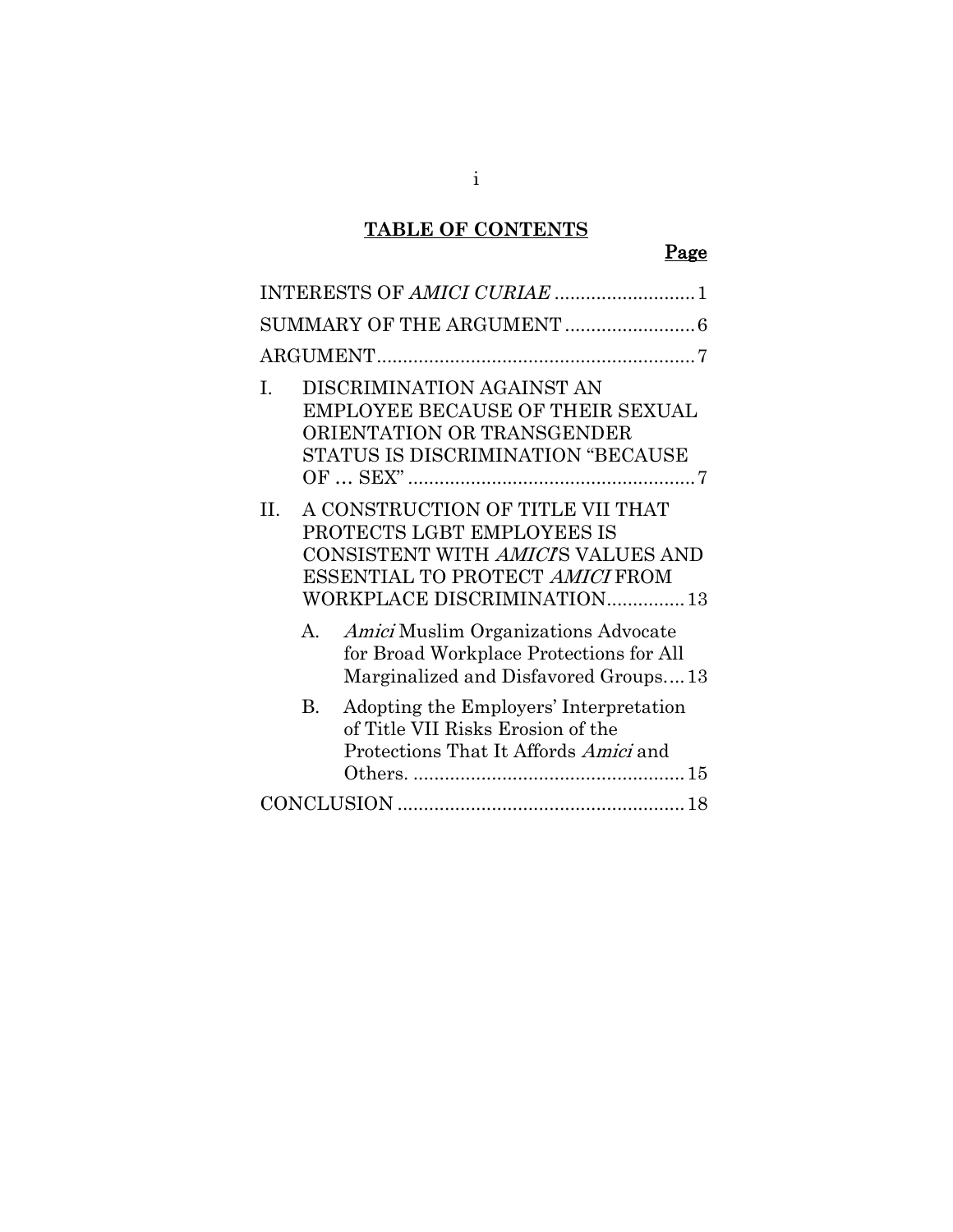## TABLE OF CONTENTS

**Page**

INTERESTS OF *AMICI CURIAE* .......................... 1

SUMMARY OF THE ARGUMENT ........................ 6

ARGUMENT ............................................................ 7

I. DISCRIMINATION AGAINST AN EMPLOYEE BECAUSE OF THEIR SEXUAL ORIENTATION OR TRANSGENDER STATUS IS DISCRIMINATION "BECAUSE OF … SEX" ....................................................... 7

II. A CONSTRUCTION OF TITLE VII THAT PROTECTS LGBT EMPLOYEES IS CONSISTENT WITH *AMICI'S* VALUES AND ESSENTIAL TO PROTECT *AMICI* FROM WORKPLACE DISCRIMINATION .............. 13

   A. *Amici* Muslim Organizations Advocate for Broad Workplace Protections for All Marginalized and Disfavored Groups.... 13

   B. Adopting the Employers' Interpretation of Title VII Risks Erosion of the Protections That It Affords *Amici* and Others. .................................................... 15

CONCLUSION ...................................................... 18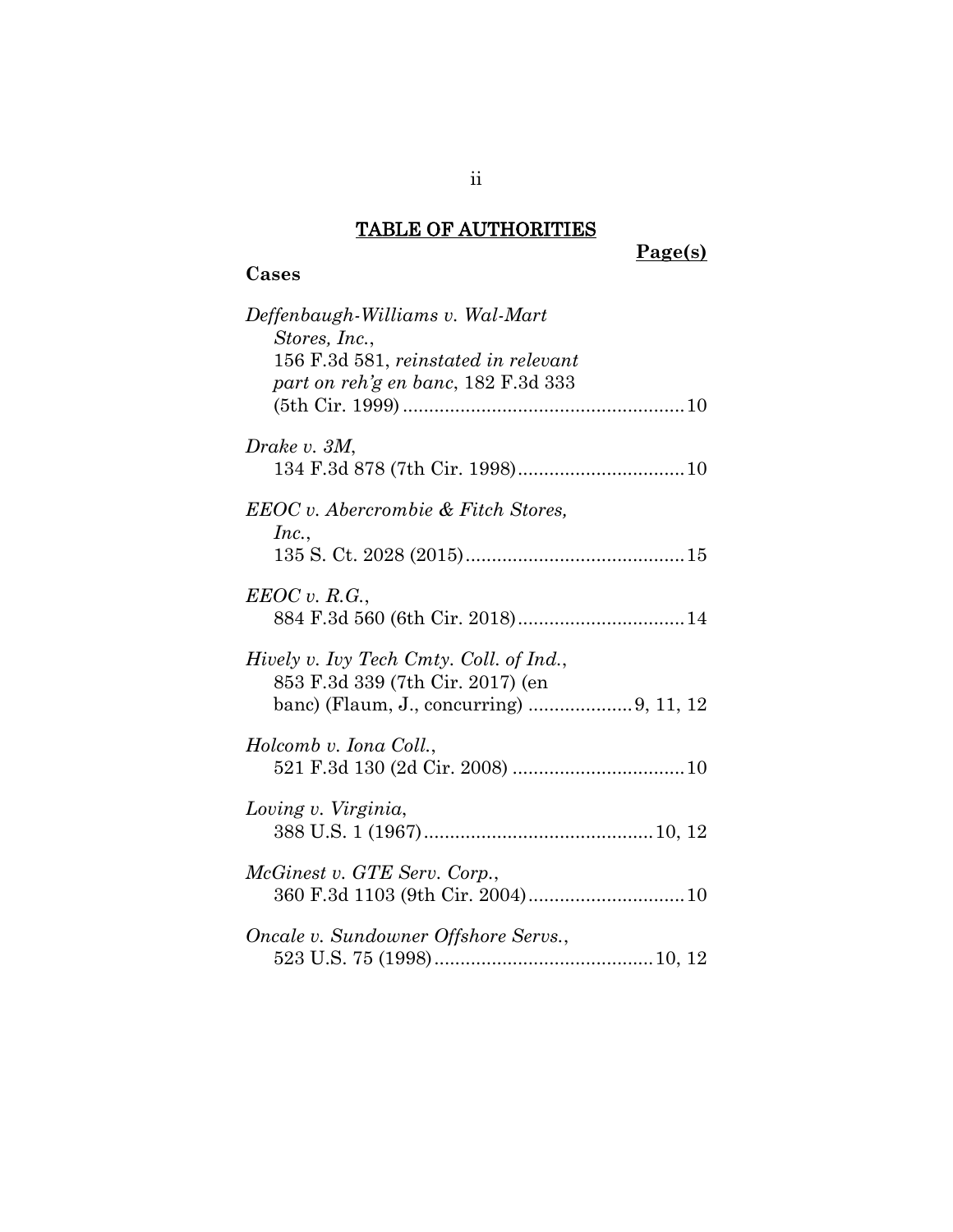# TABLE OF AUTHORITIES

**Page(s)**

**Cases**

*Deffenbaugh-Williams v. Wal-Mart Stores, Inc.*, 156 F.3d 581, *reinstated in relevant part on reh'g en banc*, 182 F.3d 333 (5th Cir. 1999) .......... 10

*Drake v. 3M*, 134 F.3d 878 (7th Cir. 1998) .......... 10

*EEOC v. Abercrombie & Fitch Stores, Inc.*, 135 S. Ct. 2028 (2015) .......... 15

*EEOC v. R.G.*, 884 F.3d 560 (6th Cir. 2018) .......... 14

*Hively v. Ivy Tech Cmty. Coll. of Ind.*, 853 F.3d 339 (7th Cir. 2017) (en banc) (Flaum, J., concurring) .......... 9, 11, 12

*Holcomb v. Iona Coll.*, 521 F.3d 130 (2d Cir. 2008) .......... 10

*Loving v. Virginia*, 388 U.S. 1 (1967) .......... 10, 12

*McGinest v. GTE Serv. Corp.*, 360 F.3d 1103 (9th Cir. 2004) .......... 10

*Oncale v. Sundowner Offshore Servs.*, 523 U.S. 75 (1998) .......... 10, 12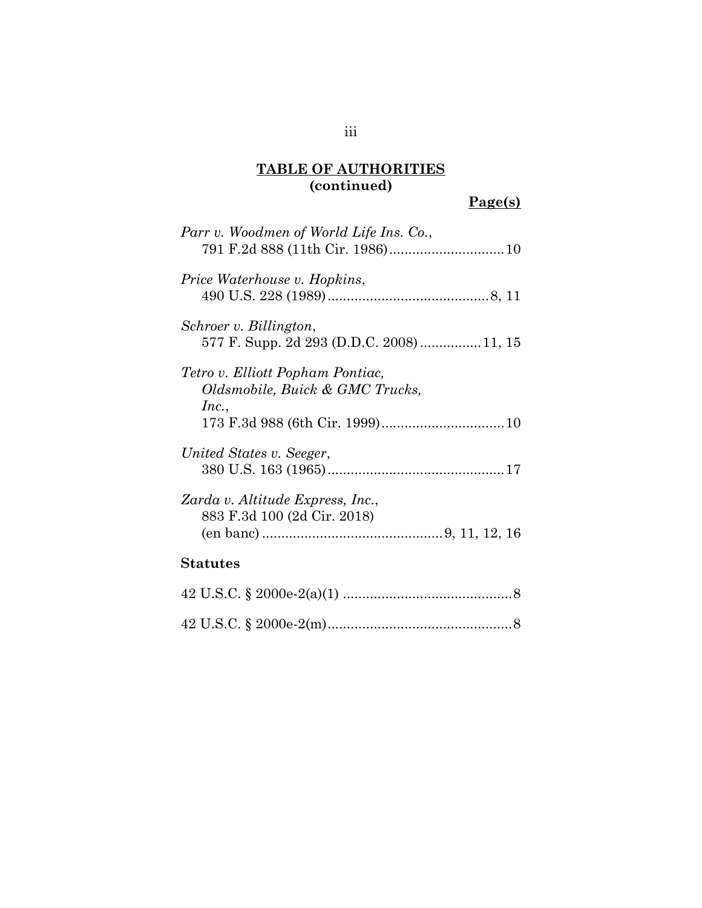## TABLE OF AUTHORITIES
## (continued)

**Page(s)**

*Parr v. Woodmen of World Life Ins. Co.*,
791 F.2d 888 (11th Cir. 1986) .............................. 10

*Price Waterhouse v. Hopkins*,
490 U.S. 228 (1989) .......................................... 8, 11

*Schroer v. Billington*,
577 F. Supp. 2d 293 (D.D.C. 2008) ................ 11, 15

*Tetro v. Elliott Popham Pontiac, Oldsmobile, Buick & GMC Trucks, Inc.*,
173 F.3d 988 (6th Cir. 1999) ................................ 10

*United States v. Seeger*,
380 U.S. 163 (1965) .............................................. 17

*Zarda v. Altitude Express, Inc.*,
883 F.3d 100 (2d Cir. 2018)
(en banc) ............................................... 9, 11, 12, 16

**Statutes**

42 U.S.C. § 2000e-2(a)(1) ............................................ 8

42 U.S.C. § 2000e-2(m) ................................................ 8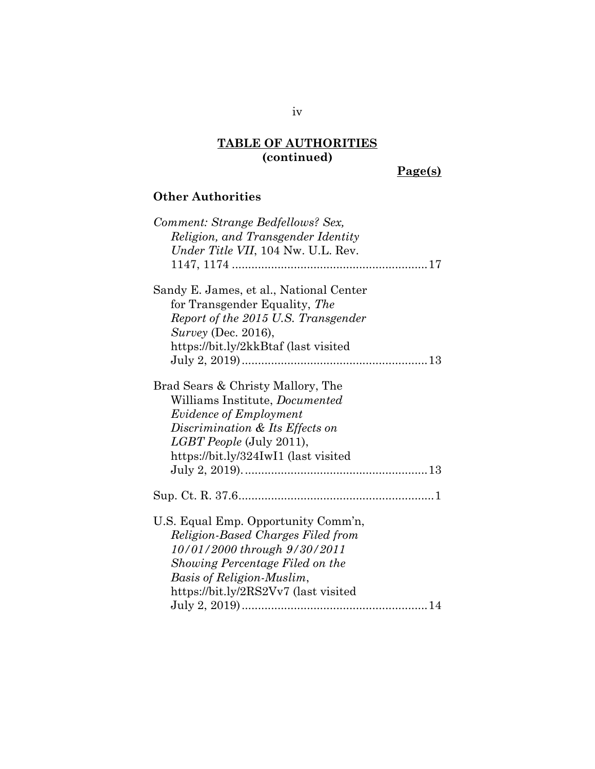**TABLE OF AUTHORITIES (continued)**

**Page(s)**

### Other Authorities

*Comment: Strange Bedfellows? Sex, Religion, and Transgender Identity Under Title VII*, 104 Nw. U.L. Rev. 1147, 1174 ............................................................17

Sandy E. James, et al., National Center for Transgender Equality, *The Report of the 2015 U.S. Transgender Survey* (Dec. 2016), https://bit.ly/2kkBtaf (last visited July 2, 2019)........................................................13

Brad Sears & Christy Mallory, The Williams Institute, *Documented Evidence of Employment Discrimination & Its Effects on LGBT People* (July 2011), https://bit.ly/324IwI1 (last visited July 2, 2019).......................................................13

Sup. Ct. R. 37.6...........................................................1

U.S. Equal Emp. Opportunity Comm'n, *Religion-Based Charges Filed from 10/01/2000 through 9/30/2011 Showing Percentage Filed on the Basis of Religion-Muslim*, https://bit.ly/2RS2Vv7 (last visited July 2, 2019)........................................................14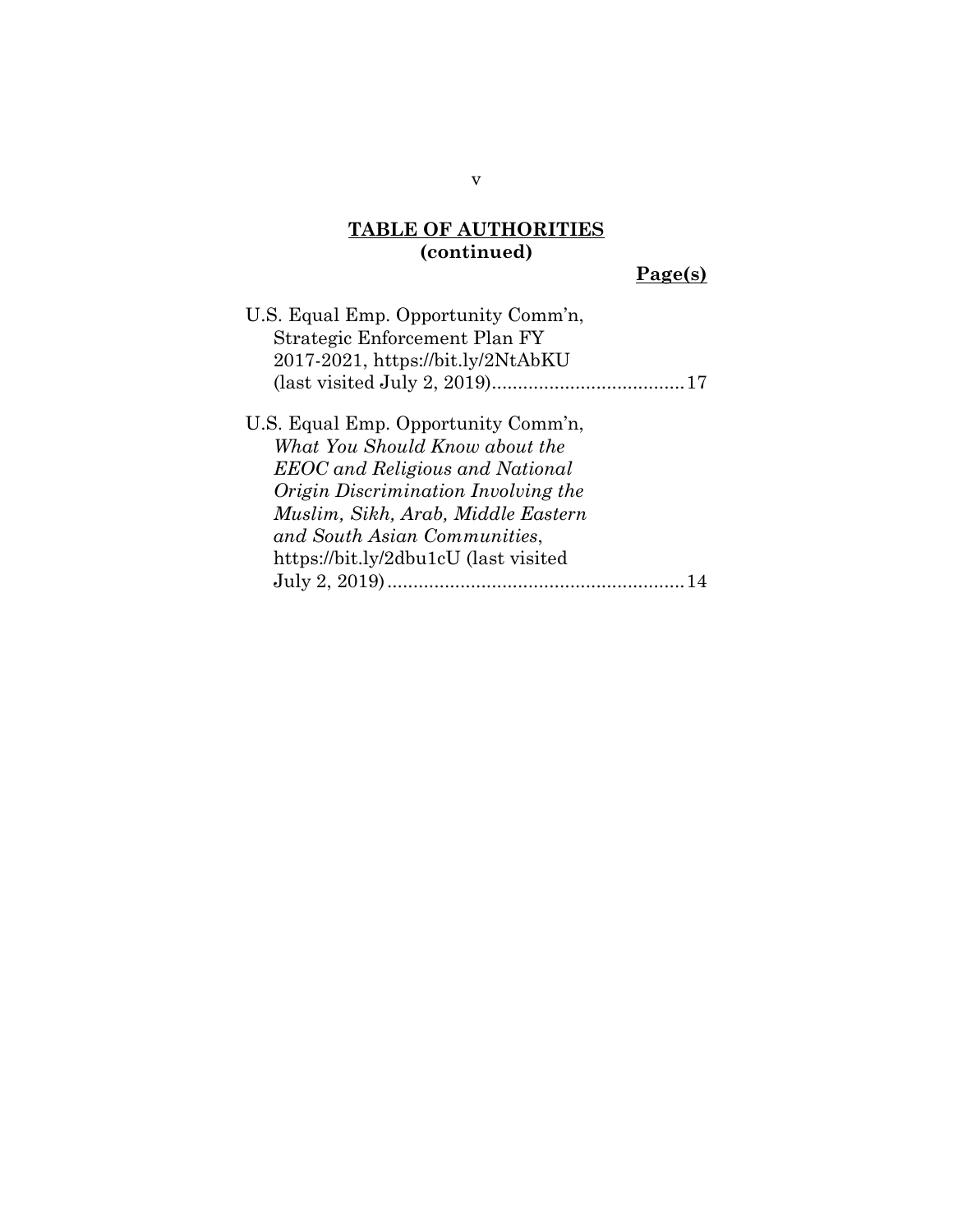## TABLE OF AUTHORITIES (continued)

**Page(s)**

U.S. Equal Emp. Opportunity Comm'n, Strategic Enforcement Plan FY 2017-2021, https://bit.ly/2NtAbKU (last visited July 2, 2019) ..................................... 17

U.S. Equal Emp. Opportunity Comm'n, *What You Should Know about the EEOC and Religious and National Origin Discrimination Involving the Muslim, Sikh, Arab, Middle Eastern and South Asian Communities*, https://bit.ly/2dbu1cU (last visited July 2, 2019) ......................................................... 14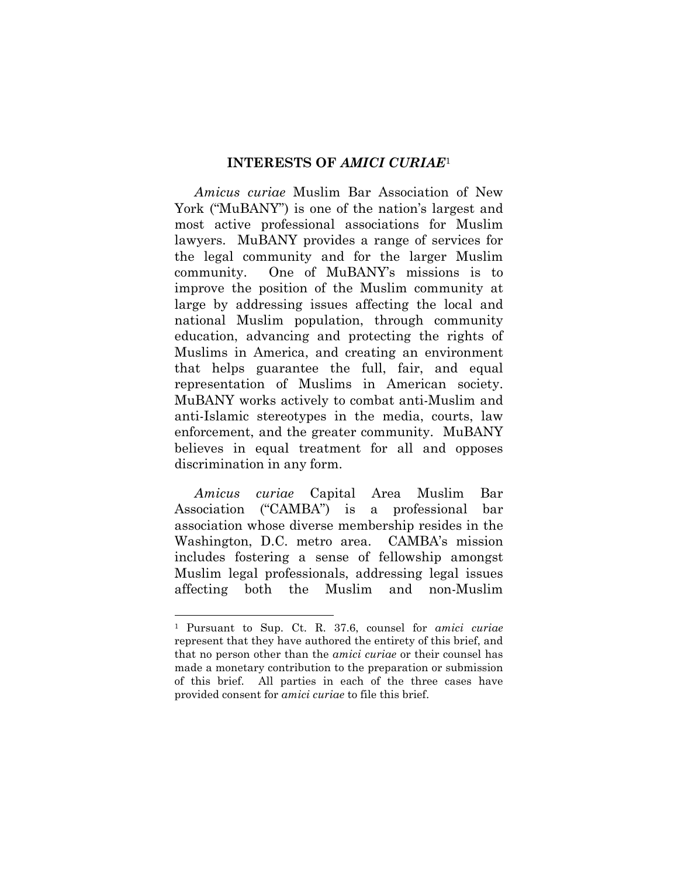## INTERESTS OF *AMICI CURIAE*[1]

*Amicus curiae* Muslim Bar Association of New York ("MuBANY") is one of the nation's largest and most active professional associations for Muslim lawyers. MuBANY provides a range of services for the legal community and for the larger Muslim community. One of MuBANY's missions is to improve the position of the Muslim community at large by addressing issues affecting the local and national Muslim population, through community education, advancing and protecting the rights of Muslims in America, and creating an environment that helps guarantee the full, fair, and equal representation of Muslims in American society. MuBANY works actively to combat anti-Muslim and anti-Islamic stereotypes in the media, courts, law enforcement, and the greater community. MuBANY believes in equal treatment for all and opposes discrimination in any form.

*Amicus curiae* Capital Area Muslim Bar Association ("CAMBA") is a professional bar association whose diverse membership resides in the Washington, D.C. metro area. CAMBA's mission includes fostering a sense of fellowship amongst Muslim legal professionals, addressing legal issues affecting both the Muslim and non-Muslim

---

[1] Pursuant to Sup. Ct. R. 37.6, counsel for *amici curiae* represent that they have authored the entirety of this brief, and that no person other than the *amici curiae* or their counsel has made a monetary contribution to the preparation or submission of this brief. All parties in each of the three cases have provided consent for *amici curiae* to file this brief.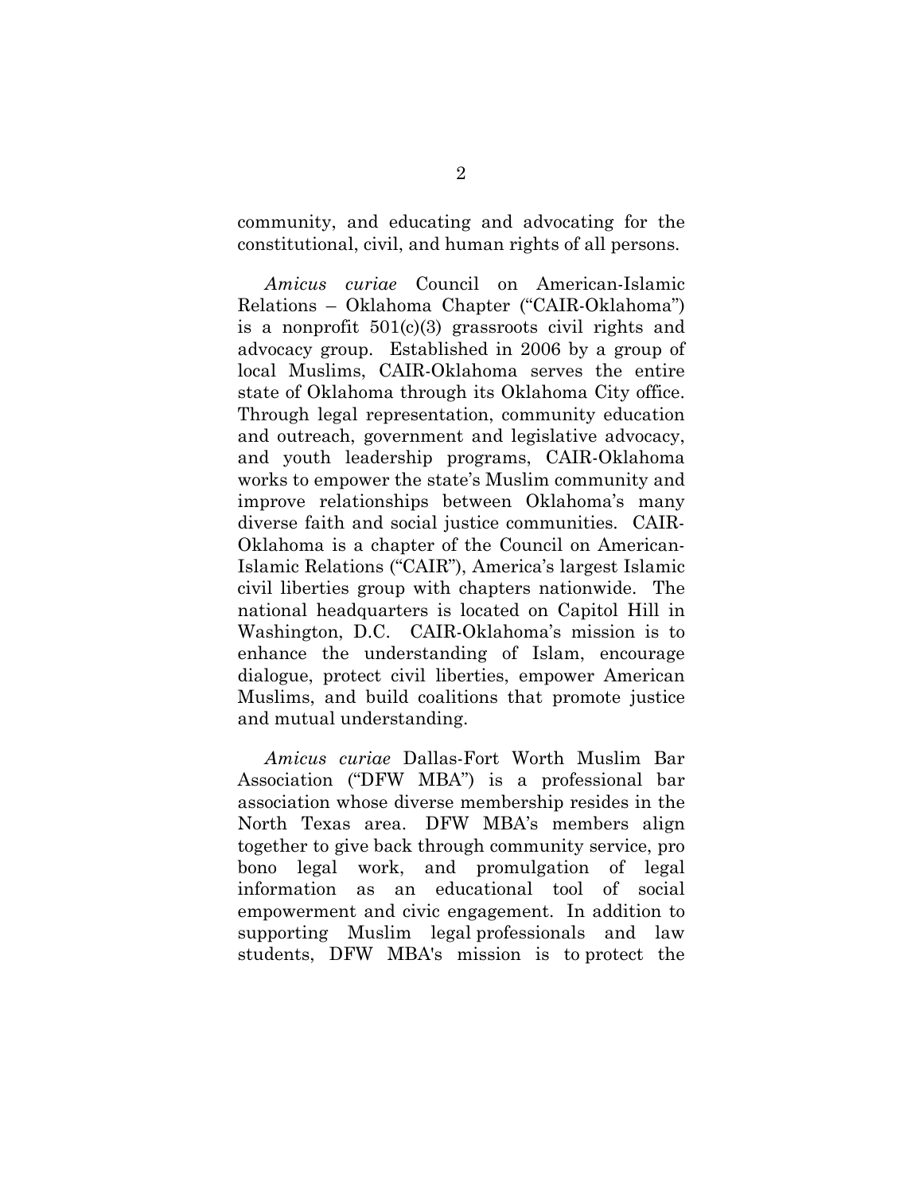community, and educating and advocating for the constitutional, civil, and human rights of all persons.

*Amicus curiae* Council on American-Islamic Relations – Oklahoma Chapter ("CAIR-Oklahoma") is a nonprofit 501(c)(3) grassroots civil rights and advocacy group. Established in 2006 by a group of local Muslims, CAIR-Oklahoma serves the entire state of Oklahoma through its Oklahoma City office. Through legal representation, community education and outreach, government and legislative advocacy, and youth leadership programs, CAIR-Oklahoma works to empower the state's Muslim community and improve relationships between Oklahoma's many diverse faith and social justice communities. CAIR-Oklahoma is a chapter of the Council on American-Islamic Relations ("CAIR"), America's largest Islamic civil liberties group with chapters nationwide. The national headquarters is located on Capitol Hill in Washington, D.C. CAIR-Oklahoma's mission is to enhance the understanding of Islam, encourage dialogue, protect civil liberties, empower American Muslims, and build coalitions that promote justice and mutual understanding.

*Amicus curiae* Dallas-Fort Worth Muslim Bar Association ("DFW MBA") is a professional bar association whose diverse membership resides in the North Texas area. DFW MBA's members align together to give back through community service, pro bono legal work, and promulgation of legal information as an educational tool of social empowerment and civic engagement. In addition to supporting Muslim legal professionals and law students, DFW MBA's mission is to protect the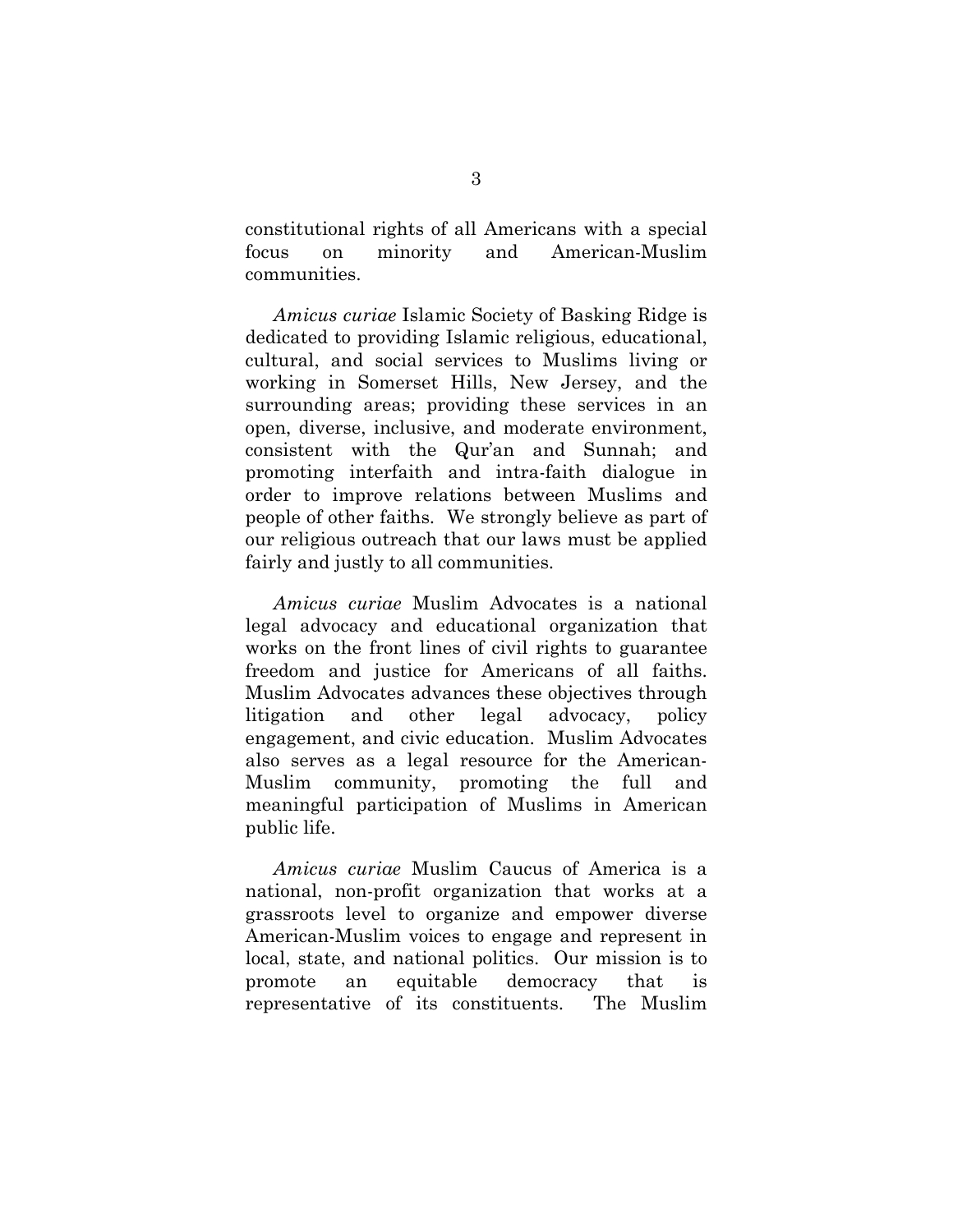constitutional rights of all Americans with a special focus on minority and American-Muslim communities.

*Amicus curiae* Islamic Society of Basking Ridge is dedicated to providing Islamic religious, educational, cultural, and social services to Muslims living or working in Somerset Hills, New Jersey, and the surrounding areas; providing these services in an open, diverse, inclusive, and moderate environment, consistent with the Qur'an and Sunnah; and promoting interfaith and intra-faith dialogue in order to improve relations between Muslims and people of other faiths. We strongly believe as part of our religious outreach that our laws must be applied fairly and justly to all communities.

*Amicus curiae* Muslim Advocates is a national legal advocacy and educational organization that works on the front lines of civil rights to guarantee freedom and justice for Americans of all faiths. Muslim Advocates advances these objectives through litigation and other legal advocacy, policy engagement, and civic education. Muslim Advocates also serves as a legal resource for the American-Muslim community, promoting the full and meaningful participation of Muslims in American public life.

*Amicus curiae* Muslim Caucus of America is a national, non-profit organization that works at a grassroots level to organize and empower diverse American-Muslim voices to engage and represent in local, state, and national politics. Our mission is to promote an equitable democracy that is representative of its constituents. The Muslim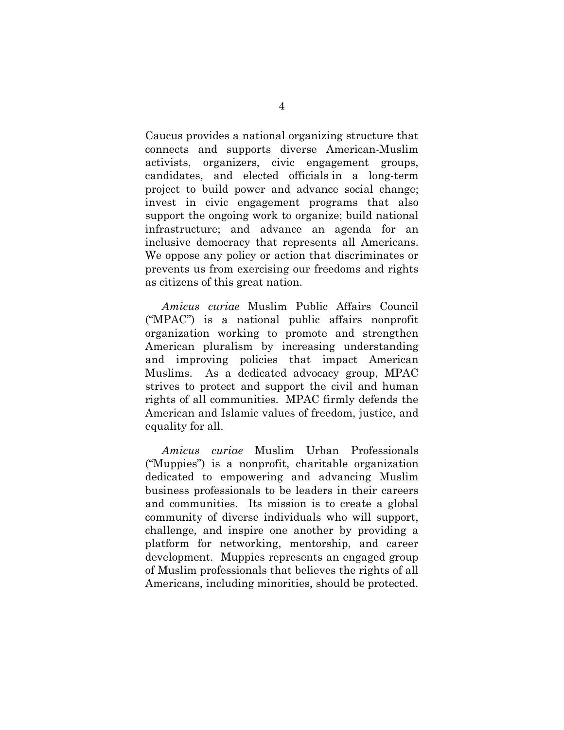Caucus provides a national organizing structure that connects and supports diverse American-Muslim activists, organizers, civic engagement groups, candidates, and elected officials in a long-term project to build power and advance social change; invest in civic engagement programs that also support the ongoing work to organize; build national infrastructure; and advance an agenda for an inclusive democracy that represents all Americans. We oppose any policy or action that discriminates or prevents us from exercising our freedoms and rights as citizens of this great nation.

*Amicus curiae* Muslim Public Affairs Council ("MPAC") is a national public affairs nonprofit organization working to promote and strengthen American pluralism by increasing understanding and improving policies that impact American Muslims. As a dedicated advocacy group, MPAC strives to protect and support the civil and human rights of all communities. MPAC firmly defends the American and Islamic values of freedom, justice, and equality for all.

*Amicus curiae* Muslim Urban Professionals ("Muppies") is a nonprofit, charitable organization dedicated to empowering and advancing Muslim business professionals to be leaders in their careers and communities. Its mission is to create a global community of diverse individuals who will support, challenge, and inspire one another by providing a platform for networking, mentorship, and career development. Muppies represents an engaged group of Muslim professionals that believes the rights of all Americans, including minorities, should be protected.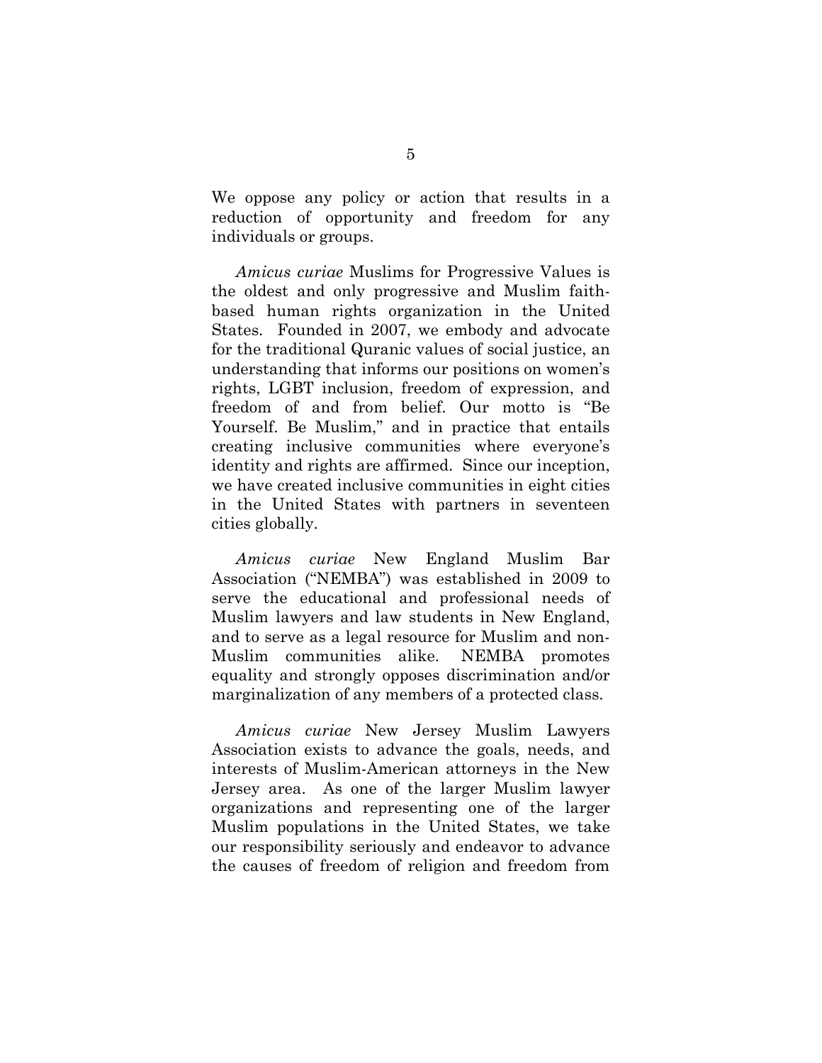We oppose any policy or action that results in a reduction of opportunity and freedom for any individuals or groups.

*Amicus curiae* Muslims for Progressive Values is the oldest and only progressive and Muslim faith-based human rights organization in the United States. Founded in 2007, we embody and advocate for the traditional Quranic values of social justice, an understanding that informs our positions on women's rights, LGBT inclusion, freedom of expression, and freedom of and from belief. Our motto is "Be Yourself. Be Muslim," and in practice that entails creating inclusive communities where everyone's identity and rights are affirmed. Since our inception, we have created inclusive communities in eight cities in the United States with partners in seventeen cities globally.

*Amicus curiae* New England Muslim Bar Association ("NEMBA") was established in 2009 to serve the educational and professional needs of Muslim lawyers and law students in New England, and to serve as a legal resource for Muslim and non-Muslim communities alike. NEMBA promotes equality and strongly opposes discrimination and/or marginalization of any members of a protected class.

*Amicus curiae* New Jersey Muslim Lawyers Association exists to advance the goals, needs, and interests of Muslim-American attorneys in the New Jersey area. As one of the larger Muslim lawyer organizations and representing one of the larger Muslim populations in the United States, we take our responsibility seriously and endeavor to advance the causes of freedom of religion and freedom from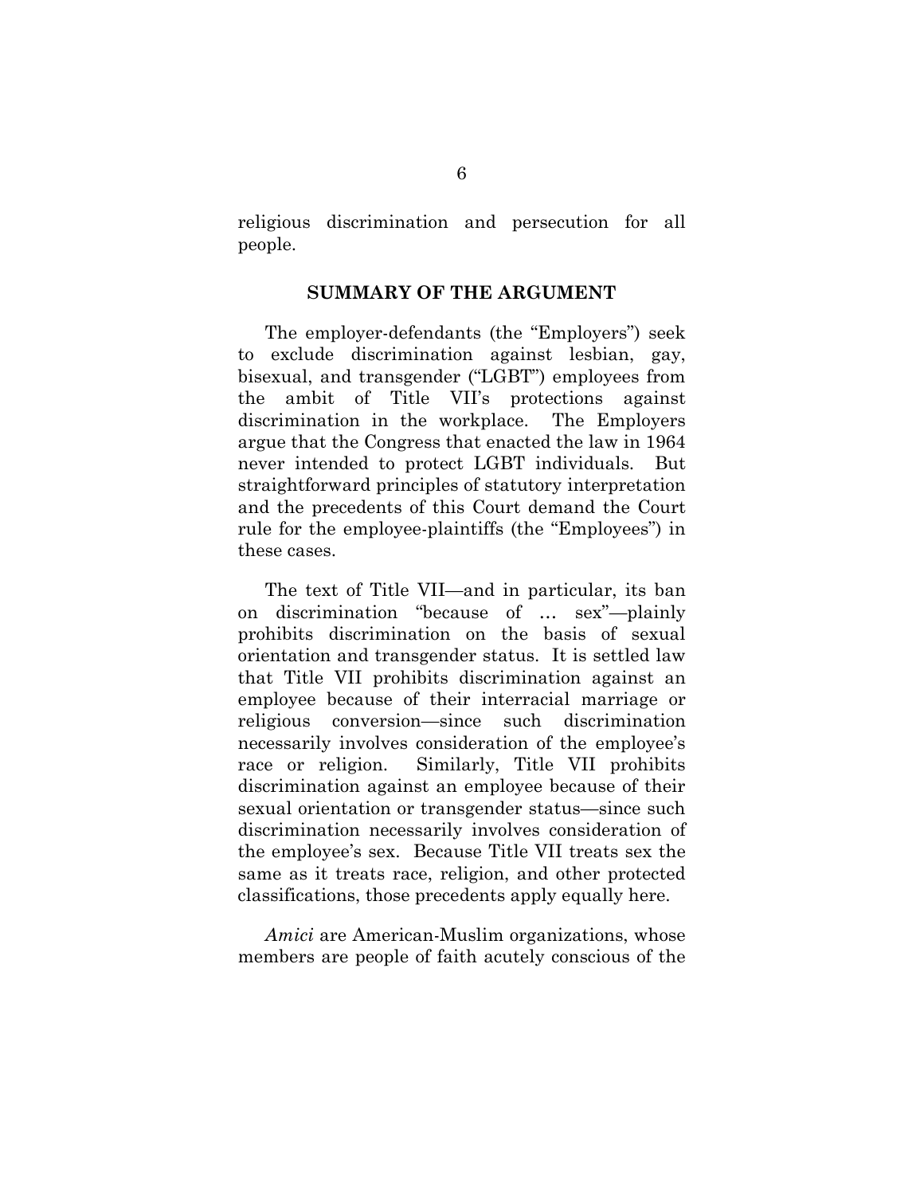religious discrimination and persecution for all people.

## SUMMARY OF THE ARGUMENT

The employer-defendants (the "Employers") seek to exclude discrimination against lesbian, gay, bisexual, and transgender ("LGBT") employees from the ambit of Title VII's protections against discrimination in the workplace. The Employers argue that the Congress that enacted the law in 1964 never intended to protect LGBT individuals. But straightforward principles of statutory interpretation and the precedents of this Court demand the Court rule for the employee-plaintiffs (the "Employees") in these cases.

The text of Title VII—and in particular, its ban on discrimination "because of … sex"—plainly prohibits discrimination on the basis of sexual orientation and transgender status. It is settled law that Title VII prohibits discrimination against an employee because of their interracial marriage or religious conversion—since such discrimination necessarily involves consideration of the employee's race or religion. Similarly, Title VII prohibits discrimination against an employee because of their sexual orientation or transgender status—since such discrimination necessarily involves consideration of the employee's sex. Because Title VII treats sex the same as it treats race, religion, and other protected classifications, those precedents apply equally here.

*Amici* are American-Muslim organizations, whose members are people of faith acutely conscious of the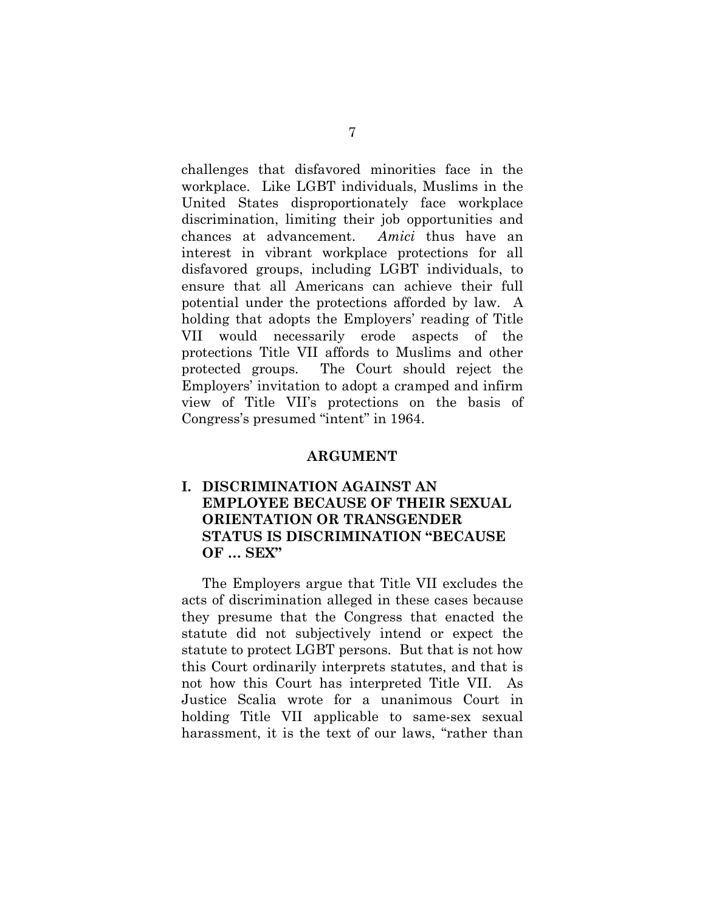challenges that disfavored minorities face in the workplace. Like LGBT individuals, Muslims in the United States disproportionately face workplace discrimination, limiting their job opportunities and chances at advancement. *Amici* thus have an interest in vibrant workplace protections for all disfavored groups, including LGBT individuals, to ensure that all Americans can achieve their full potential under the protections afforded by law. A holding that adopts the Employers' reading of Title VII would necessarily erode aspects of the protections Title VII affords to Muslims and other protected groups. The Court should reject the Employers' invitation to adopt a cramped and infirm view of Title VII's protections on the basis of Congress's presumed "intent" in 1964.

## ARGUMENT

### I. DISCRIMINATION AGAINST AN EMPLOYEE BECAUSE OF THEIR SEXUAL ORIENTATION OR TRANSGENDER STATUS IS DISCRIMINATION "BECAUSE OF … SEX"

The Employers argue that Title VII excludes the acts of discrimination alleged in these cases because they presume that the Congress that enacted the statute did not subjectively intend or expect the statute to protect LGBT persons. But that is not how this Court ordinarily interprets statutes, and that is not how this Court has interpreted Title VII. As Justice Scalia wrote for a unanimous Court in holding Title VII applicable to same-sex sexual harassment, it is the text of our laws, "rather than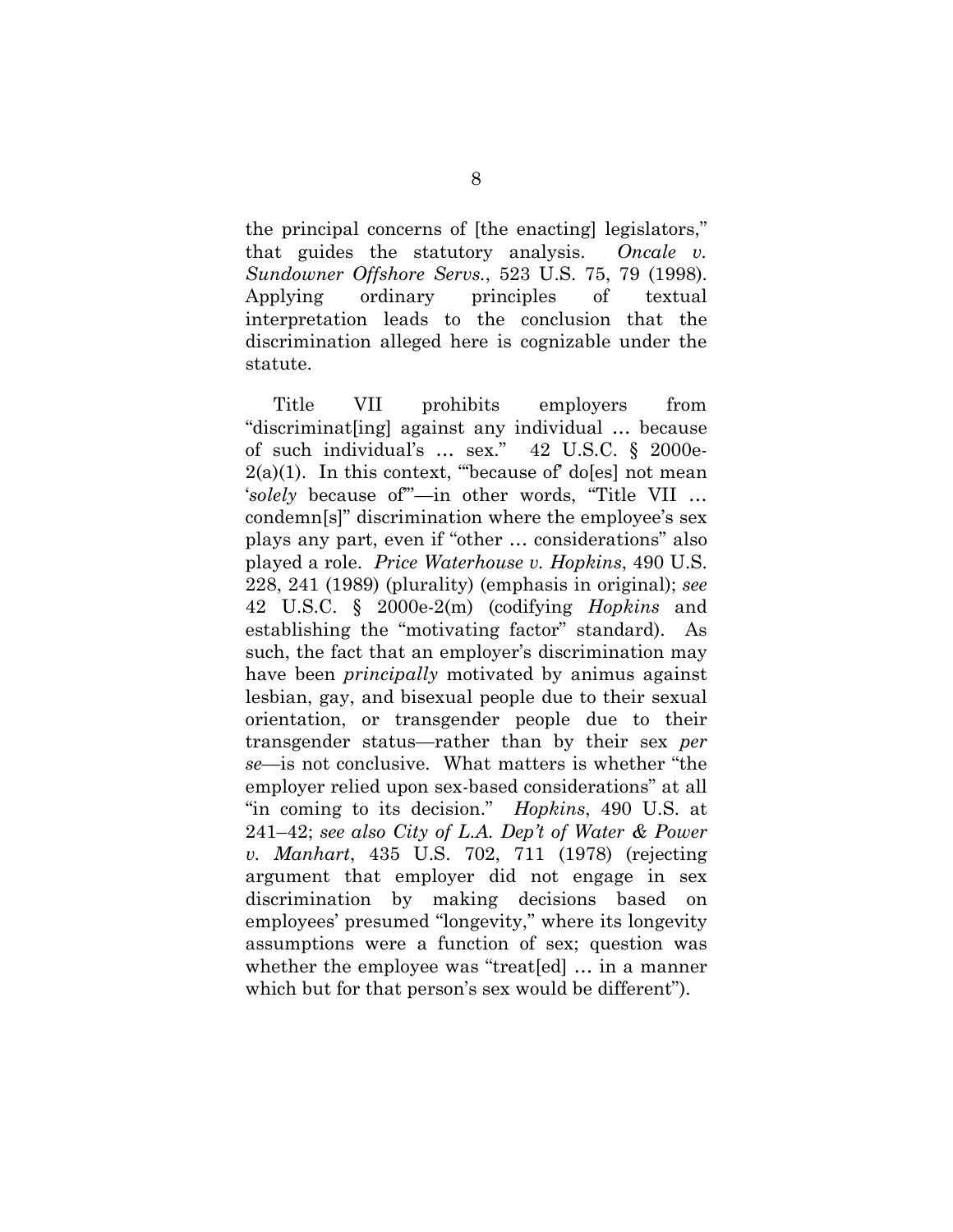the principal concerns of [the enacting] legislators," that guides the statutory analysis. *Oncale v. Sundowner Offshore Servs.*, 523 U.S. 75, 79 (1998). Applying ordinary principles of textual interpretation leads to the conclusion that the discrimination alleged here is cognizable under the statute.

Title VII prohibits employers from "discriminat[ing] against any individual … because of such individual's … sex." 42 U.S.C. § 2000e-2(a)(1). In this context, "'because of' do[es] not mean '*solely* because of'"—in other words, "Title VII … condemn[s]" discrimination where the employee's sex plays any part, even if "other … considerations" also played a role. *Price Waterhouse v. Hopkins*, 490 U.S. 228, 241 (1989) (plurality) (emphasis in original); *see* 42 U.S.C. § 2000e-2(m) (codifying *Hopkins* and establishing the "motivating factor" standard). As such, the fact that an employer's discrimination may have been *principally* motivated by animus against lesbian, gay, and bisexual people due to their sexual orientation, or transgender people due to their transgender status—rather than by their sex *per se*—is not conclusive. What matters is whether "the employer relied upon sex-based considerations" at all "in coming to its decision." *Hopkins*, 490 U.S. at 241–42; *see also City of L.A. Dep't of Water & Power v. Manhart*, 435 U.S. 702, 711 (1978) (rejecting argument that employer did not engage in sex discrimination by making decisions based on employees' presumed "longevity," where its longevity assumptions were a function of sex; question was whether the employee was "treat[ed] … in a manner which but for that person's sex would be different").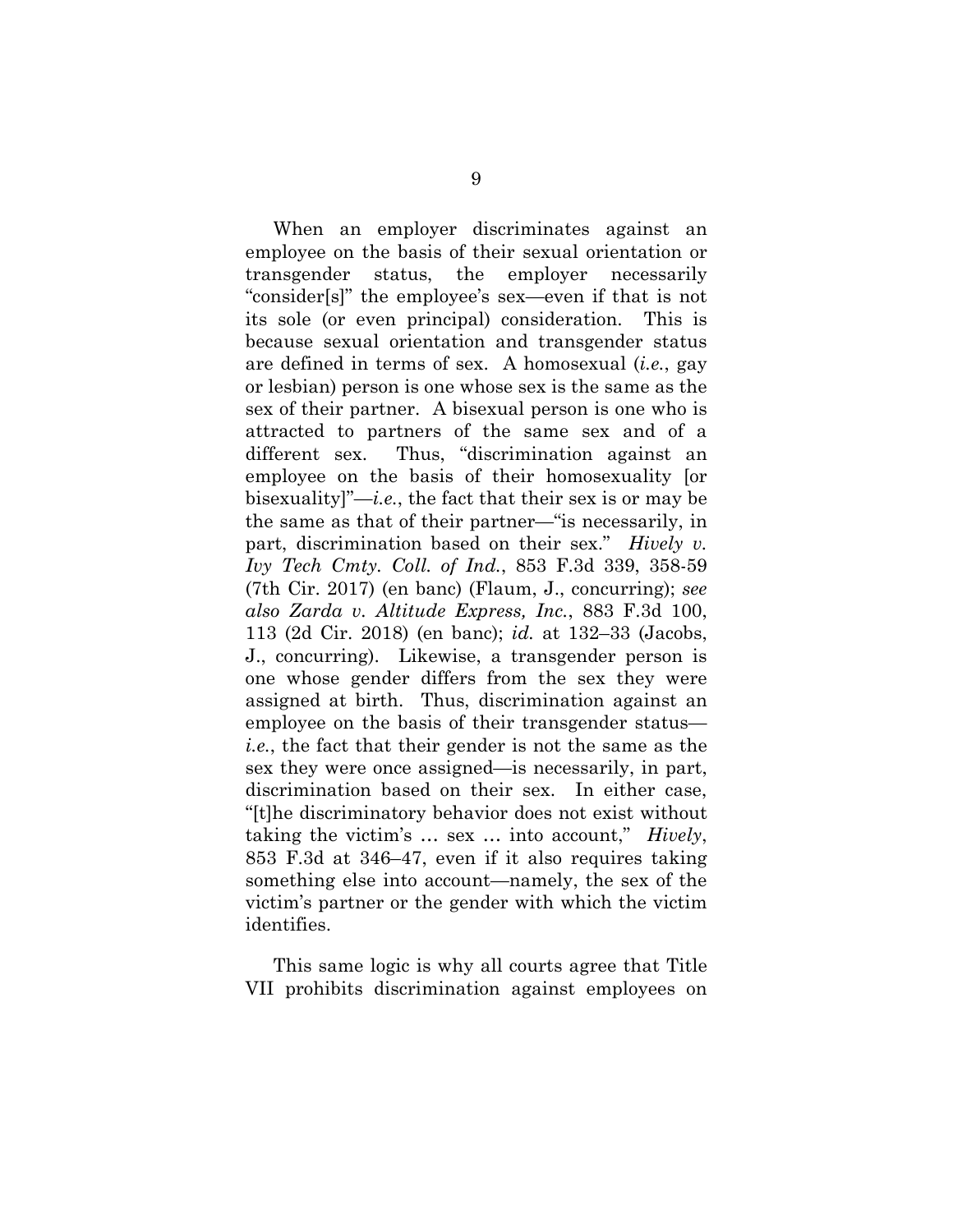When an employer discriminates against an employee on the basis of their sexual orientation or transgender status, the employer necessarily "consider[s]" the employee's sex—even if that is not its sole (or even principal) consideration. This is because sexual orientation and transgender status are defined in terms of sex. A homosexual (*i.e.*, gay or lesbian) person is one whose sex is the same as the sex of their partner. A bisexual person is one who is attracted to partners of the same sex and of a different sex. Thus, "discrimination against an employee on the basis of their homosexuality [or bisexuality]"—*i.e.*, the fact that their sex is or may be the same as that of their partner—"is necessarily, in part, discrimination based on their sex." *Hively v. Ivy Tech Cmty. Coll. of Ind.*, 853 F.3d 339, 358-59 (7th Cir. 2017) (en banc) (Flaum, J., concurring); *see also Zarda v. Altitude Express, Inc.*, 883 F.3d 100, 113 (2d Cir. 2018) (en banc); *id.* at 132–33 (Jacobs, J., concurring). Likewise, a transgender person is one whose gender differs from the sex they were assigned at birth. Thus, discrimination against an employee on the basis of their transgender status—*i.e.*, the fact that their gender is not the same as the sex they were once assigned—is necessarily, in part, discrimination based on their sex. In either case, "[t]he discriminatory behavior does not exist without taking the victim's … sex … into account," *Hively*, 853 F.3d at 346–47, even if it also requires taking something else into account—namely, the sex of the victim's partner or the gender with which the victim identifies.

This same logic is why all courts agree that Title VII prohibits discrimination against employees on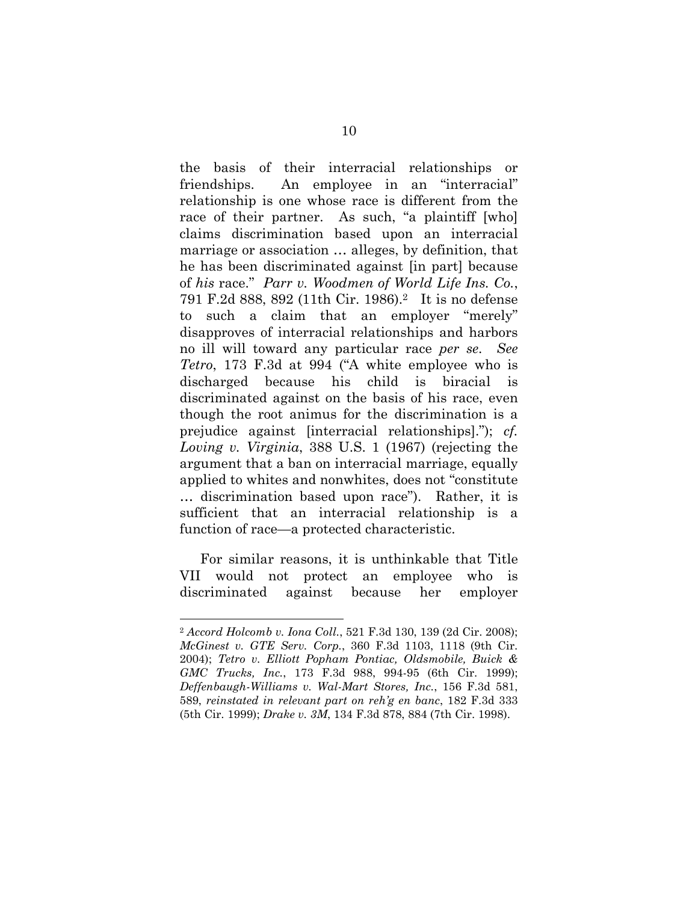the basis of their interracial relationships or friendships. An employee in an "interracial" relationship is one whose race is different from the race of their partner. As such, "a plaintiff [who] claims discrimination based upon an interracial marriage or association … alleges, by definition, that he has been discriminated against [in part] because of *his* race." *Parr v. Woodmen of World Life Ins. Co.*, 791 F.2d 888, 892 (11th Cir. 1986).[2] It is no defense to such a claim that an employer "merely" disapproves of interracial relationships and harbors no ill will toward any particular race *per se*. *See Tetro*, 173 F.3d at 994 ("A white employee who is discharged because his child is biracial is discriminated against on the basis of his race, even though the root animus for the discrimination is a prejudice against [interracial relationships]."); *cf. Loving v. Virginia*, 388 U.S. 1 (1967) (rejecting the argument that a ban on interracial marriage, equally applied to whites and nonwhites, does not "constitute … discrimination based upon race"). Rather, it is sufficient that an interracial relationship is a function of race—a protected characteristic.

For similar reasons, it is unthinkable that Title VII would not protect an employee who is discriminated against because her employer

---

[2] *Accord Holcomb v. Iona Coll.*, 521 F.3d 130, 139 (2d Cir. 2008); *McGinest v. GTE Serv. Corp.*, 360 F.3d 1103, 1118 (9th Cir. 2004); *Tetro v. Elliott Popham Pontiac, Oldsmobile, Buick & GMC Trucks, Inc.*, 173 F.3d 988, 994-95 (6th Cir. 1999); *Deffenbaugh-Williams v. Wal-Mart Stores, Inc.*, 156 F.3d 581, 589, *reinstated in relevant part on reh'g en banc*, 182 F.3d 333 (5th Cir. 1999); *Drake v. 3M*, 134 F.3d 878, 884 (7th Cir. 1998).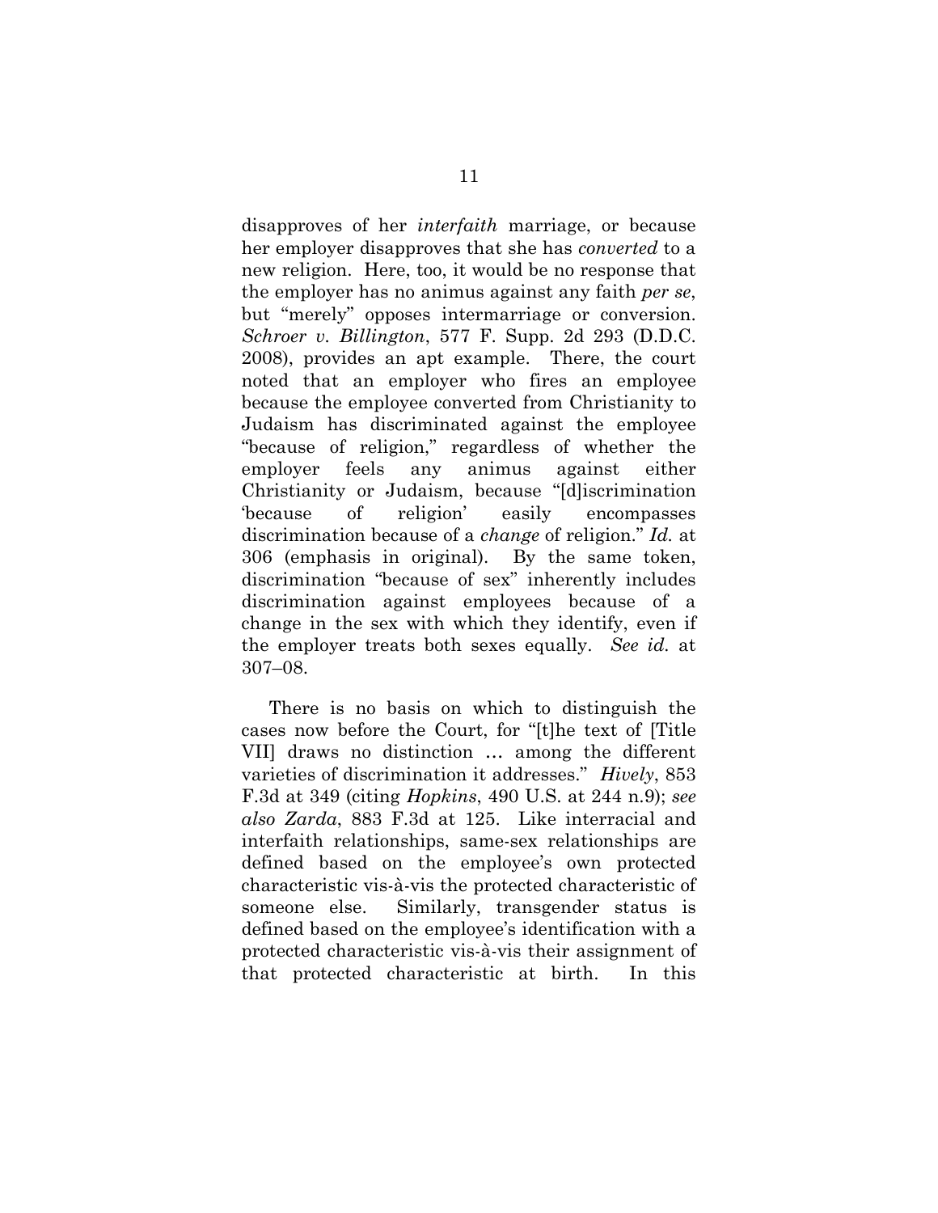disapproves of her *interfaith* marriage, or because her employer disapproves that she has *converted* to a new religion. Here, too, it would be no response that the employer has no animus against any faith *per se*, but "merely" opposes intermarriage or conversion. *Schroer v. Billington*, 577 F. Supp. 2d 293 (D.D.C. 2008), provides an apt example. There, the court noted that an employer who fires an employee because the employee converted from Christianity to Judaism has discriminated against the employee "because of religion," regardless of whether the employer feels any animus against either Christianity or Judaism, because "[d]iscrimination 'because of religion' easily encompasses discrimination because of a *change* of religion." *Id.* at 306 (emphasis in original). By the same token, discrimination "because of sex" inherently includes discrimination against employees because of a change in the sex with which they identify, even if the employer treats both sexes equally. *See id.* at 307–08.

There is no basis on which to distinguish the cases now before the Court, for "[t]he text of [Title VII] draws no distinction … among the different varieties of discrimination it addresses." *Hively*, 853 F.3d at 349 (citing *Hopkins*, 490 U.S. at 244 n.9); *see also Zarda*, 883 F.3d at 125. Like interracial and interfaith relationships, same-sex relationships are defined based on the employee's own protected characteristic vis-à-vis the protected characteristic of someone else. Similarly, transgender status is defined based on the employee's identification with a protected characteristic vis-à-vis their assignment of that protected characteristic at birth. In this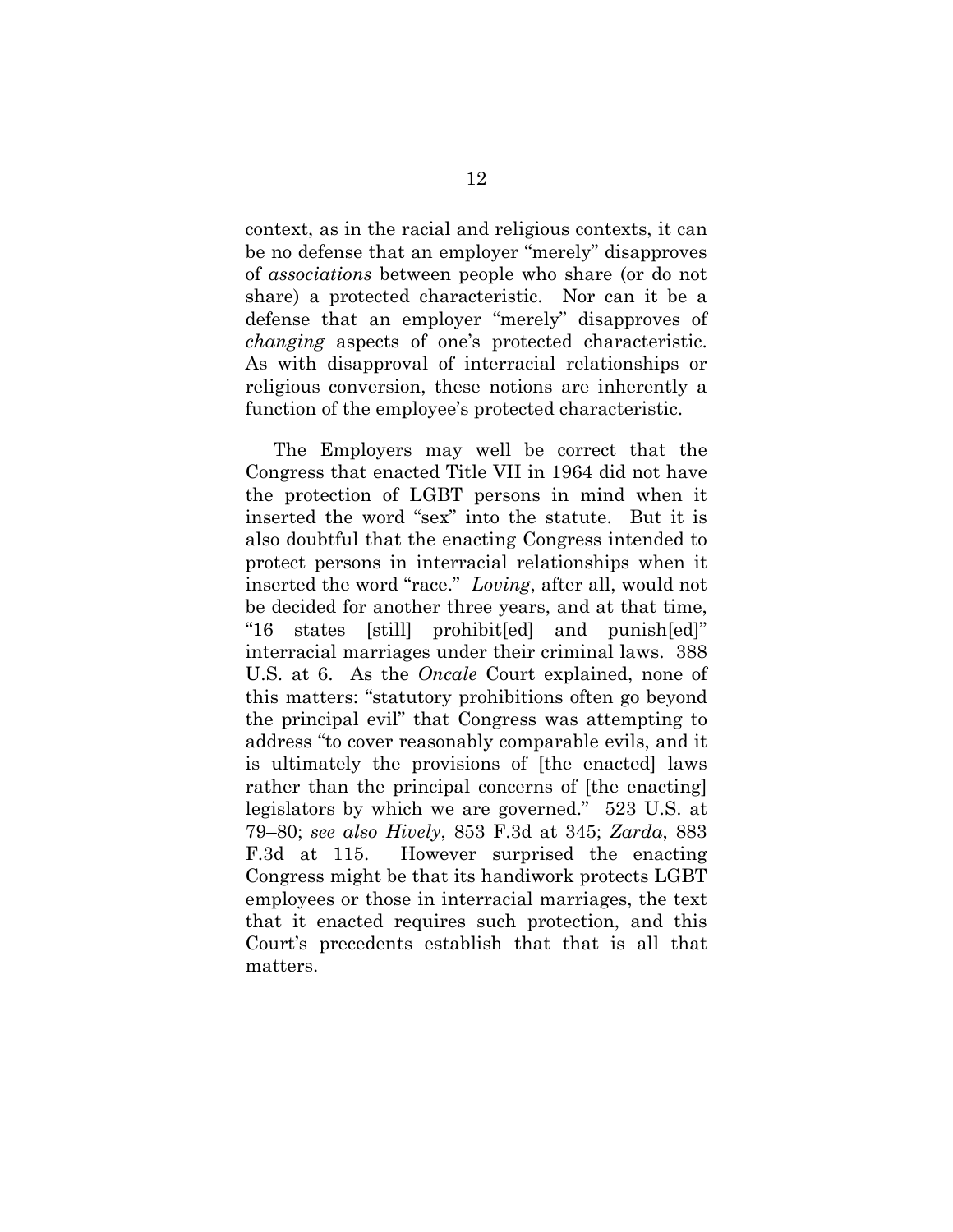context, as in the racial and religious contexts, it can be no defense that an employer "merely" disapproves of *associations* between people who share (or do not share) a protected characteristic. Nor can it be a defense that an employer "merely" disapproves of *changing* aspects of one's protected characteristic. As with disapproval of interracial relationships or religious conversion, these notions are inherently a function of the employee's protected characteristic.

The Employers may well be correct that the Congress that enacted Title VII in 1964 did not have the protection of LGBT persons in mind when it inserted the word "sex" into the statute. But it is also doubtful that the enacting Congress intended to protect persons in interracial relationships when it inserted the word "race." *Loving*, after all, would not be decided for another three years, and at that time, "16 states [still] prohibit[ed] and punish[ed]" interracial marriages under their criminal laws. 388 U.S. at 6. As the *Oncale* Court explained, none of this matters: "statutory prohibitions often go beyond the principal evil" that Congress was attempting to address "to cover reasonably comparable evils, and it is ultimately the provisions of [the enacted] laws rather than the principal concerns of [the enacting] legislators by which we are governed." 523 U.S. at 79–80; *see also Hively*, 853 F.3d at 345; *Zarda*, 883 F.3d at 115. However surprised the enacting Congress might be that its handiwork protects LGBT employees or those in interracial marriages, the text that it enacted requires such protection, and this Court's precedents establish that that is all that matters.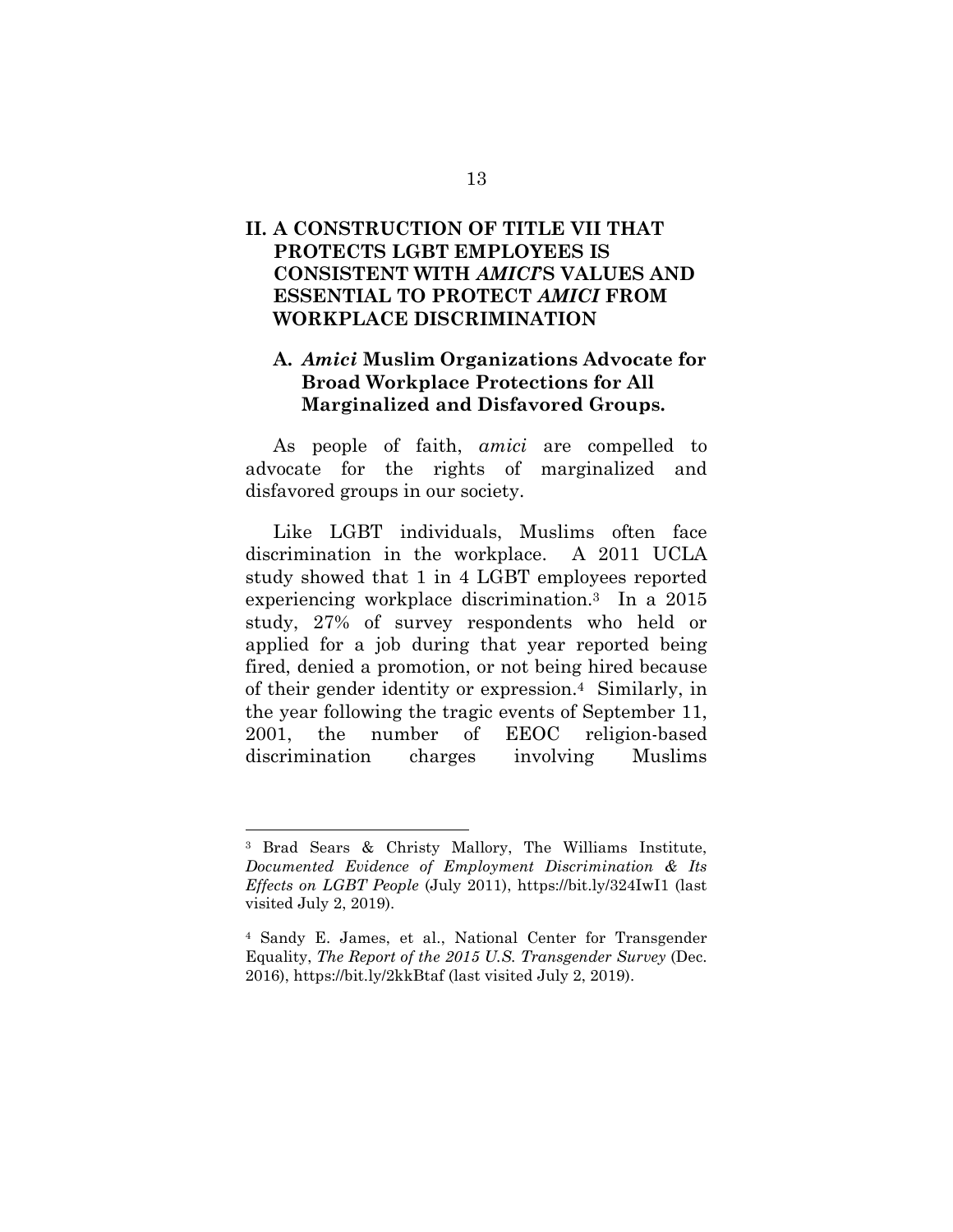## II. A CONSTRUCTION OF TITLE VII THAT PROTECTS LGBT EMPLOYEES IS CONSISTENT WITH *AMICI*'S VALUES AND ESSENTIAL TO PROTECT *AMICI* FROM WORKPLACE DISCRIMINATION

### A. *Amici* Muslim Organizations Advocate for Broad Workplace Protections for All Marginalized and Disfavored Groups.

As people of faith, *amici* are compelled to advocate for the rights of marginalized and disfavored groups in our society.

Like LGBT individuals, Muslims often face discrimination in the workplace. A 2011 UCLA study showed that 1 in 4 LGBT employees reported experiencing workplace discrimination.[3] In a 2015 study, 27% of survey respondents who held or applied for a job during that year reported being fired, denied a promotion, or not being hired because of their gender identity or expression.[4] Similarly, in the year following the tragic events of September 11, 2001, the number of EEOC religion-based discrimination charges involving Muslims

---

[3] Brad Sears & Christy Mallory, The Williams Institute, *Documented Evidence of Employment Discrimination & Its Effects on LGBT People* (July 2011), https://bit.ly/324IwI1 (last visited July 2, 2019).

[4] Sandy E. James, et al., National Center for Transgender Equality, *The Report of the 2015 U.S. Transgender Survey* (Dec. 2016), https://bit.ly/2kkBtaf (last visited July 2, 2019).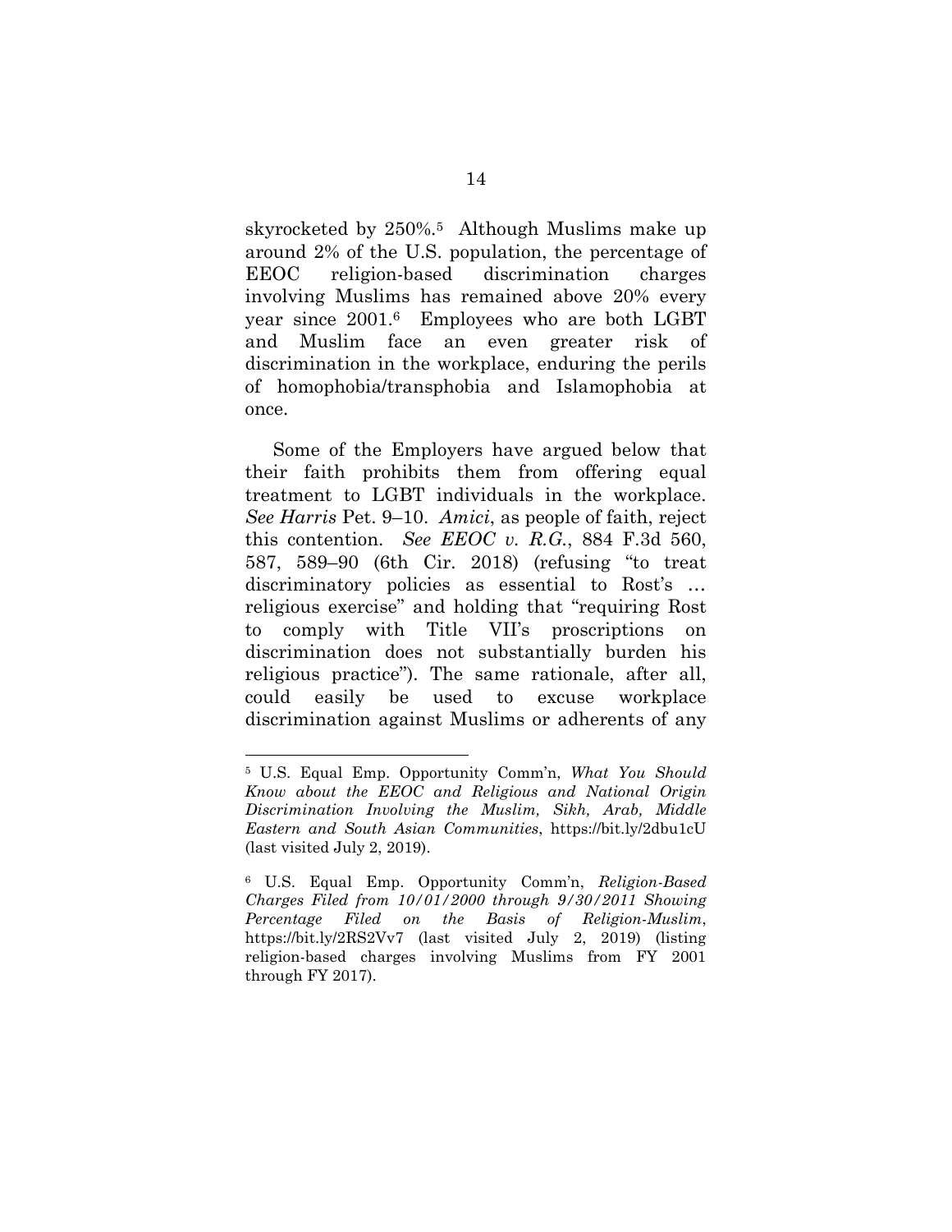skyrocketed by 250%.[5] Although Muslims make up around 2% of the U.S. population, the percentage of EEOC religion-based discrimination charges involving Muslims has remained above 20% every year since 2001.[6] Employees who are both LGBT and Muslim face an even greater risk of discrimination in the workplace, enduring the perils of homophobia/transphobia and Islamophobia at once.

Some of the Employers have argued below that their faith prohibits them from offering equal treatment to LGBT individuals in the workplace. *See Harris* Pet. 9–10. *Amici*, as people of faith, reject this contention. *See EEOC v. R.G.*, 884 F.3d 560, 587, 589–90 (6th Cir. 2018) (refusing "to treat discriminatory policies as essential to Rost's … religious exercise" and holding that "requiring Rost to comply with Title VII's proscriptions on discrimination does not substantially burden his religious practice"). The same rationale, after all, could easily be used to excuse workplace discrimination against Muslims or adherents of any

---

[5] U.S. Equal Emp. Opportunity Comm'n, *What You Should Know about the EEOC and Religious and National Origin Discrimination Involving the Muslim, Sikh, Arab, Middle Eastern and South Asian Communities*, https://bit.ly/2dbu1cU (last visited July 2, 2019).

[6] U.S. Equal Emp. Opportunity Comm'n, *Religion-Based Charges Filed from 10/01/2000 through 9/30/2011 Showing Percentage Filed on the Basis of Religion-Muslim*, https://bit.ly/2RS2Vv7 (last visited July 2, 2019) (listing religion-based charges involving Muslims from FY 2001 through FY 2017).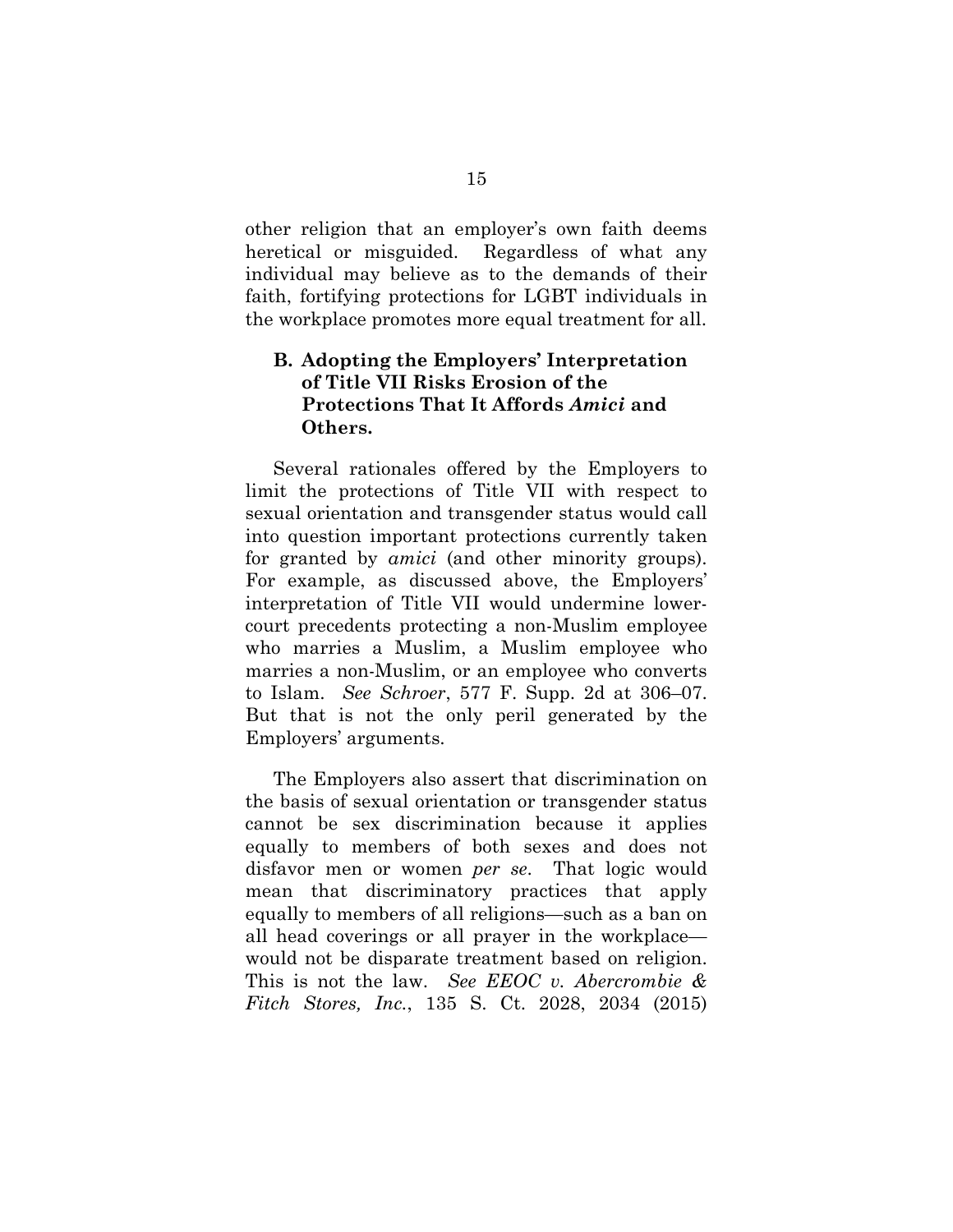other religion that an employer's own faith deems heretical or misguided. Regardless of what any individual may believe as to the demands of their faith, fortifying protections for LGBT individuals in the workplace promotes more equal treatment for all.

### B. Adopting the Employers' Interpretation of Title VII Risks Erosion of the Protections That It Affords *Amici* and Others.

Several rationales offered by the Employers to limit the protections of Title VII with respect to sexual orientation and transgender status would call into question important protections currently taken for granted by *amici* (and other minority groups). For example, as discussed above, the Employers' interpretation of Title VII would undermine lower-court precedents protecting a non-Muslim employee who marries a Muslim, a Muslim employee who marries a non-Muslim, or an employee who converts to Islam. *See Schroer*, 577 F. Supp. 2d at 306–07. But that is not the only peril generated by the Employers' arguments.

The Employers also assert that discrimination on the basis of sexual orientation or transgender status cannot be sex discrimination because it applies equally to members of both sexes and does not disfavor men or women *per se*. That logic would mean that discriminatory practices that apply equally to members of all religions—such as a ban on all head coverings or all prayer in the workplace—would not be disparate treatment based on religion. This is not the law. *See EEOC v. Abercrombie & Fitch Stores, Inc.*, 135 S. Ct. 2028, 2034 (2015)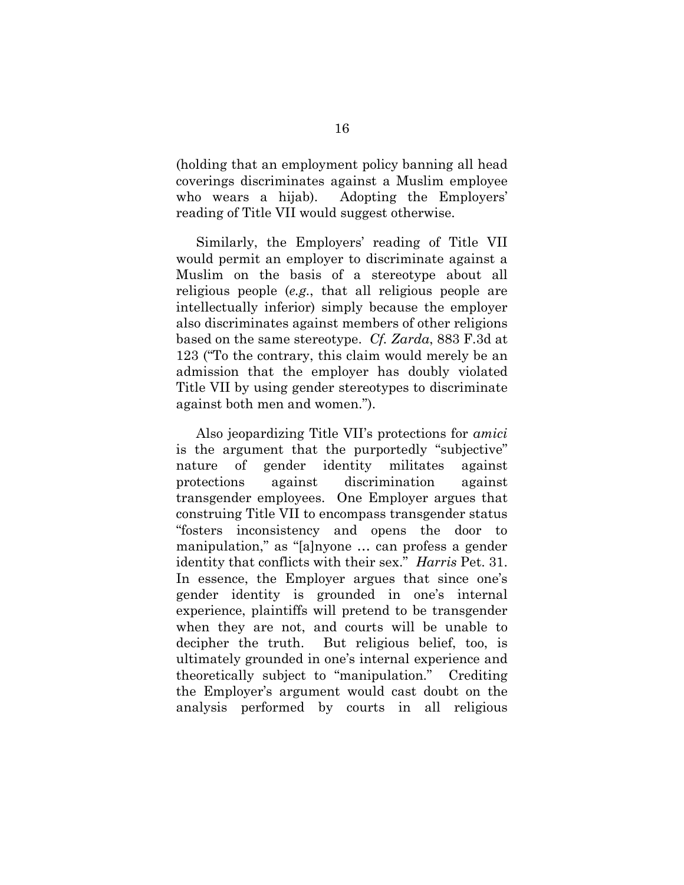(holding that an employment policy banning all head coverings discriminates against a Muslim employee who wears a hijab). Adopting the Employers' reading of Title VII would suggest otherwise.

Similarly, the Employers' reading of Title VII would permit an employer to discriminate against a Muslim on the basis of a stereotype about all religious people (*e.g.*, that all religious people are intellectually inferior) simply because the employer also discriminates against members of other religions based on the same stereotype. *Cf. Zarda*, 883 F.3d at 123 ("To the contrary, this claim would merely be an admission that the employer has doubly violated Title VII by using gender stereotypes to discriminate against both men and women.").

Also jeopardizing Title VII's protections for *amici* is the argument that the purportedly "subjective" nature of gender identity militates against protections against discrimination against transgender employees. One Employer argues that construing Title VII to encompass transgender status "fosters inconsistency and opens the door to manipulation," as "[a]nyone … can profess a gender identity that conflicts with their sex." *Harris* Pet. 31. In essence, the Employer argues that since one's gender identity is grounded in one's internal experience, plaintiffs will pretend to be transgender when they are not, and courts will be unable to decipher the truth. But religious belief, too, is ultimately grounded in one's internal experience and theoretically subject to "manipulation." Crediting the Employer's argument would cast doubt on the analysis performed by courts in all religious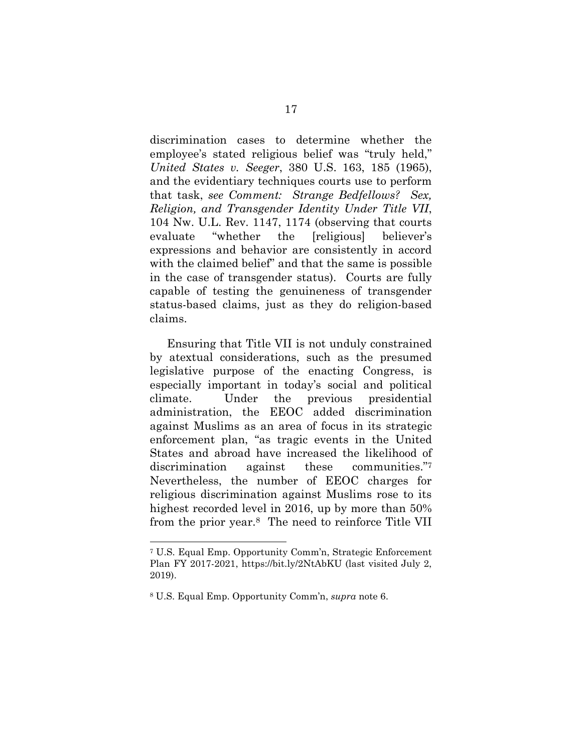discrimination cases to determine whether the employee's stated religious belief was "truly held," *United States v. Seeger*, 380 U.S. 163, 185 (1965), and the evidentiary techniques courts use to perform that task, *see Comment: Strange Bedfellows? Sex, Religion, and Transgender Identity Under Title VII*, 104 Nw. U.L. Rev. 1147, 1174 (observing that courts evaluate "whether the [religious] believer's expressions and behavior are consistently in accord with the claimed belief" and that the same is possible in the case of transgender status). Courts are fully capable of testing the genuineness of transgender status-based claims, just as they do religion-based claims.

Ensuring that Title VII is not unduly constrained by atextual considerations, such as the presumed legislative purpose of the enacting Congress, is especially important in today's social and political climate. Under the previous presidential administration, the EEOC added discrimination against Muslims as an area of focus in its strategic enforcement plan, "as tragic events in the United States and abroad have increased the likelihood of discrimination against these communities."[7] Nevertheless, the number of EEOC charges for religious discrimination against Muslims rose to its highest recorded level in 2016, up by more than 50% from the prior year.[8] The need to reinforce Title VII

---

[7] U.S. Equal Emp. Opportunity Comm'n, Strategic Enforcement Plan FY 2017-2021, https://bit.ly/2NtAbKU (last visited July 2, 2019).

[8] U.S. Equal Emp. Opportunity Comm'n, *supra* note 6.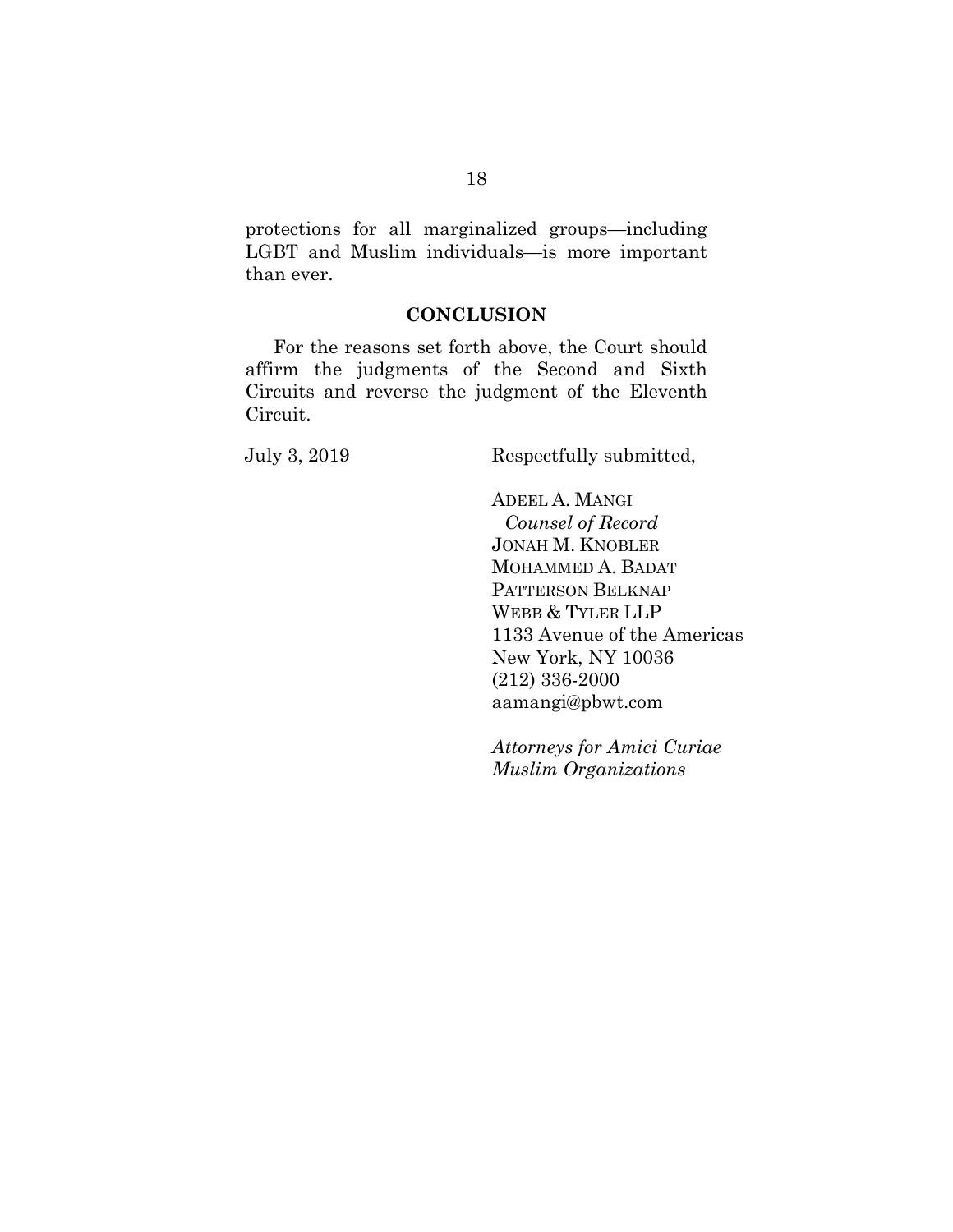protections for all marginalized groups—including LGBT and Muslim individuals—is more important than ever.

## CONCLUSION

For the reasons set forth above, the Court should affirm the judgments of the Second and Sixth Circuits and reverse the judgment of the Eleventh Circuit.

July 3, 2019

Respectfully submitted,

ADEEL A. MANGI
*Counsel of Record*
JONAH M. KNOBLER
MOHAMMED A. BADAT
PATTERSON BELKNAP
WEBB & TYLER LLP
1133 Avenue of the Americas
New York, NY 10036
(212) 336-2000
aamangi@pbwt.com

*Attorneys for Amici Curiae Muslim Organizations*